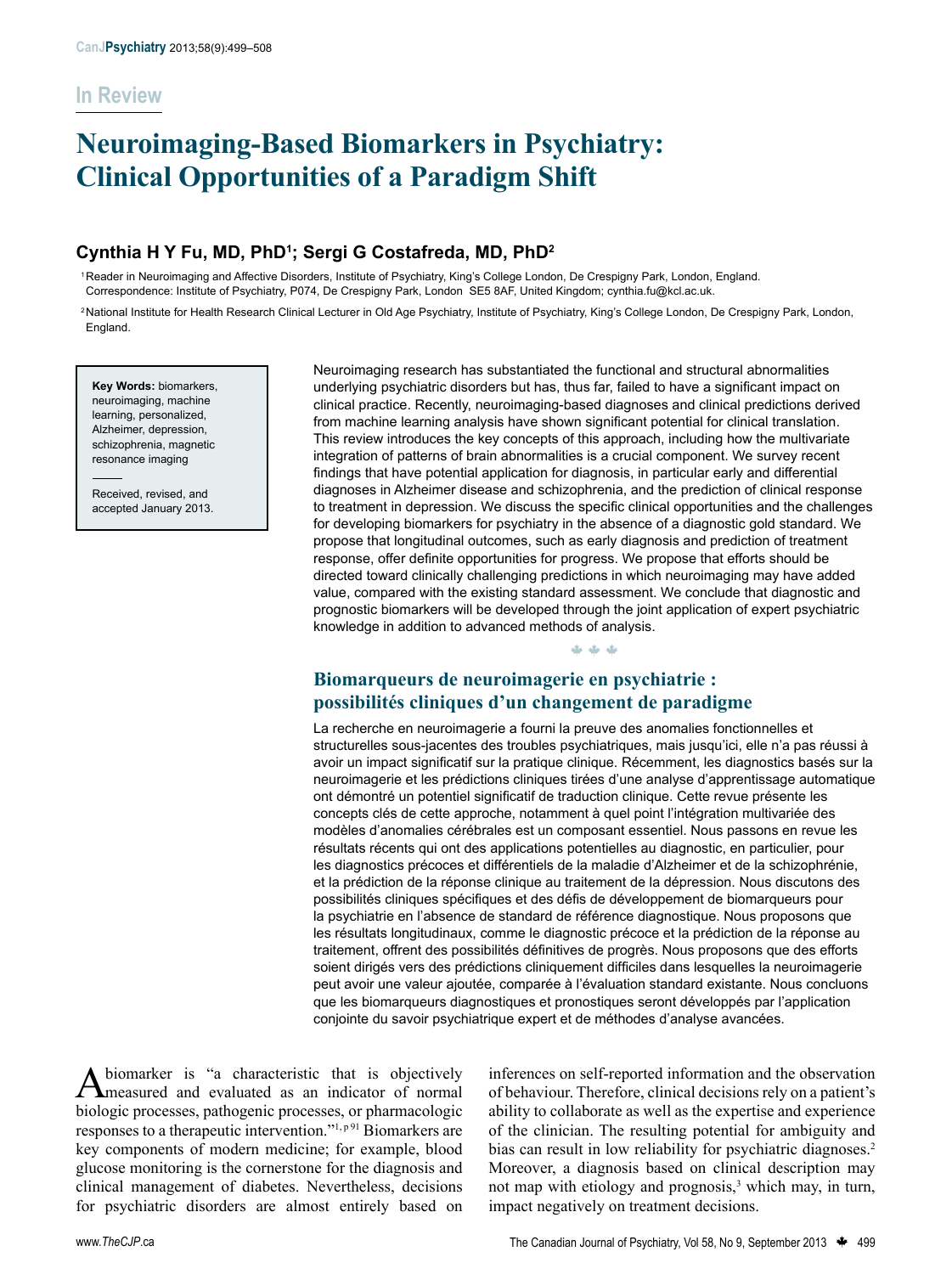In Review

# Neuroimaging-Based Biomarkers in Psychiatry: Clinical Opportunities of a Paradigm Shift

**Cynthia H Y Fu, MD, PhD[1]; Sergi G Costafreda, MD, PhD[2]**

[1] Reader in Neuroimaging and Affective Disorders, Institute of Psychiatry, King's College London, De Crespigny Park, London, England.
Correspondence: Institute of Psychiatry, P074, De Crespigny Park, London SE5 8AF, United Kingdom; cynthia.fu@kcl.ac.uk.

[2] National Institute for Health Research Clinical Lecturer in Old Age Psychiatry, Institute of Psychiatry, King's College London, De Crespigny Park, London, England.

**Key Words:** biomarkers, neuroimaging, machine learning, personalized, Alzheimer, depression, schizophrenia, magnetic resonance imaging

Received, revised, and accepted January 2013.

Neuroimaging research has substantiated the functional and structural abnormalities underlying psychiatric disorders but has, thus far, failed to have a significant impact on clinical practice. Recently, neuroimaging-based diagnoses and clinical predictions derived from machine learning analysis have shown significant potential for clinical translation. This review introduces the key concepts of this approach, including how the multivariate integration of patterns of brain abnormalities is a crucial component. We survey recent findings that have potential application for diagnosis, in particular early and differential diagnoses in Alzheimer disease and schizophrenia, and the prediction of clinical response to treatment in depression. We discuss the specific clinical opportunities and the challenges for developing biomarkers for psychiatry in the absence of a diagnostic gold standard. We propose that longitudinal outcomes, such as early diagnosis and prediction of treatment response, offer definite opportunities for progress. We propose that efforts should be directed toward clinically challenging predictions in which neuroimaging may have added value, compared with the existing standard assessment. We conclude that diagnostic and prognostic biomarkers will be developed through the joint application of expert psychiatric knowledge in addition to advanced methods of analysis.

## Biomarqueurs de neuroimagerie en psychiatrie : possibilités cliniques d'un changement de paradigme

La recherche en neuroimagerie a fourni la preuve des anomalies fonctionnelles et structurelles sous-jacentes des troubles psychiatriques, mais jusqu'ici, elle n'a pas réussi à avoir un impact significatif sur la pratique clinique. Récemment, les diagnostics basés sur la neuroimagerie et les prédictions cliniques tirées d'une analyse d'apprentissage automatique ont démontré un potentiel significatif de traduction clinique. Cette revue présente les concepts clés de cette approche, notamment à quel point l'intégration multivariée des modèles d'anomalies cérébrales est un composant essentiel. Nous passons en revue les résultats récents qui ont des applications potentielles au diagnostic, en particulier, pour les diagnostics précoces et différentiels de la maladie d'Alzheimer et de la schizophrénie, et la prédiction de la réponse clinique au traitement de la dépression. Nous discutons des possibilités cliniques spécifiques et des défis de développement de biomarqueurs pour la psychiatrie en l'absence de standard de référence diagnostique. Nous proposons que les résultats longitudinaux, comme le diagnostic précoce et la prédiction de la réponse au traitement, offrent des possibilités définitives de progrès. Nous proposons que des efforts soient dirigés vers des prédictions cliniquement difficiles dans lesquelles la neuroimagerie peut avoir une valeur ajoutée, comparée à l'évaluation standard existante. Nous concluons que les biomarqueurs diagnostiques et pronostiques seront développés par l'application conjointe du savoir psychiatrique expert et de méthodes d'analyse avancées.

A biomarker is "a characteristic that is objectively measured and evaluated as an indicator of normal biologic processes, pathogenic processes, or pharmacologic responses to a therapeutic intervention."[1, p 91] Biomarkers are key components of modern medicine; for example, blood glucose monitoring is the cornerstone for the diagnosis and clinical management of diabetes. Nevertheless, decisions for psychiatric disorders are almost entirely based on inferences on self-reported information and the observation of behaviour. Therefore, clinical decisions rely on a patient's ability to collaborate as well as the expertise and experience of the clinician. The resulting potential for ambiguity and bias can result in low reliability for psychiatric diagnoses.[2] Moreover, a diagnosis based on clinical description may not map with etiology and prognosis,[3] which may, in turn, impact negatively on treatment decisions.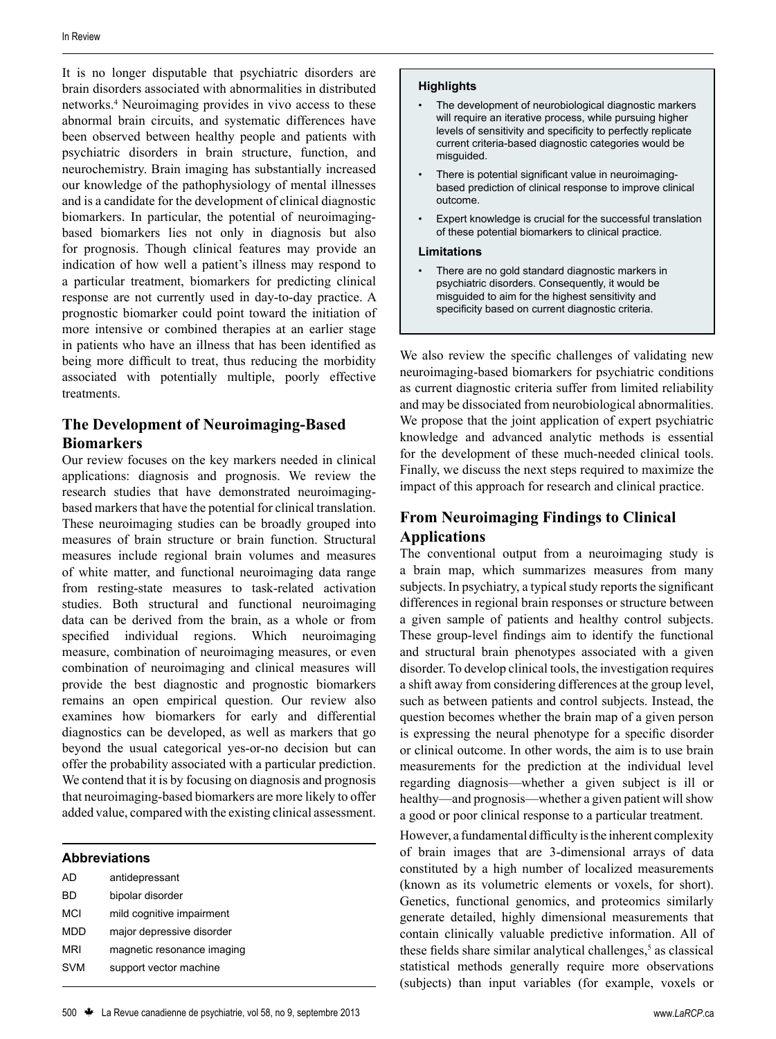It is no longer disputable that psychiatric disorders are brain disorders associated with abnormalities in distributed networks.[4] Neuroimaging provides in vivo access to these abnormal brain circuits, and systematic differences have been observed between healthy people and patients with psychiatric disorders in brain structure, function, and neurochemistry. Brain imaging has substantially increased our knowledge of the pathophysiology of mental illnesses and is a candidate for the development of clinical diagnostic biomarkers. In particular, the potential of neuroimaging-based biomarkers lies not only in diagnosis but also for prognosis. Though clinical features may provide an indication of how well a patient's illness may respond to a particular treatment, biomarkers for predicting clinical response are not currently used in day-to-day practice. A prognostic biomarker could point toward the initiation of more intensive or combined therapies at an earlier stage in patients who have an illness that has been identified as being more difficult to treat, thus reducing the morbidity associated with potentially multiple, poorly effective treatments.

## The Development of Neuroimaging-Based Biomarkers

Our review focuses on the key markers needed in clinical applications: diagnosis and prognosis. We review the research studies that have demonstrated neuroimaging-based markers that have the potential for clinical translation. These neuroimaging studies can be broadly grouped into measures of brain structure or brain function. Structural measures include regional brain volumes and measures of white matter, and functional neuroimaging data range from resting-state measures to task-related activation studies. Both structural and functional neuroimaging data can be derived from the brain, as a whole or from specified individual regions. Which neuroimaging measure, combination of neuroimaging measures, or even combination of neuroimaging and clinical measures will provide the best diagnostic and prognostic biomarkers remains an open empirical question. Our review also examines how biomarkers for early and differential diagnostics can be developed, as well as markers that go beyond the usual categorical yes-or-no decision but can offer the probability associated with a particular prediction. We contend that it is by focusing on diagnosis and prognosis that neuroimaging-based biomarkers are more likely to offer added value, compared with the existing clinical assessment.

**Abbreviations**

| | |
|---|---|
| AD | antidepressant |
| BD | bipolar disorder |
| MCI | mild cognitive impairment |
| MDD | major depressive disorder |
| MRI | magnetic resonance imaging |
| SVM | support vector machine |

**Highlights**

- The development of neurobiological diagnostic markers will require an iterative process, while pursuing higher levels of sensitivity and specificity to perfectly replicate current criteria-based diagnostic categories would be misguided.
- There is potential significant value in neuroimaging-based prediction of clinical response to improve clinical outcome.
- Expert knowledge is crucial for the successful translation of these potential biomarkers to clinical practice.

**Limitations**

- There are no gold standard diagnostic markers in psychiatric disorders. Consequently, it would be misguided to aim for the highest sensitivity and specificity based on current diagnostic criteria.

We also review the specific challenges of validating new neuroimaging-based biomarkers for psychiatric conditions as current diagnostic criteria suffer from limited reliability and may be dissociated from neurobiological abnormalities. We propose that the joint application of expert psychiatric knowledge and advanced analytic methods is essential for the development of these much-needed clinical tools. Finally, we discuss the next steps required to maximize the impact of this approach for research and clinical practice.

## From Neuroimaging Findings to Clinical Applications

The conventional output from a neuroimaging study is a brain map, which summarizes measures from many subjects. In psychiatry, a typical study reports the significant differences in regional brain responses or structure between a given sample of patients and healthy control subjects. These group-level findings aim to identify the functional and structural brain phenotypes associated with a given disorder. To develop clinical tools, the investigation requires a shift away from considering differences at the group level, such as between patients and control subjects. Instead, the question becomes whether the brain map of a given person is expressing the neural phenotype for a specific disorder or clinical outcome. In other words, the aim is to use brain measurements for the prediction at the individual level regarding diagnosis—whether a given subject is ill or healthy—and prognosis—whether a given patient will show a good or poor clinical response to a particular treatment.

However, a fundamental difficulty is the inherent complexity of brain images that are 3-dimensional arrays of data constituted by a high number of localized measurements (known as its volumetric elements or voxels, for short). Genetics, functional genomics, and proteomics similarly generate detailed, highly dimensional measurements that contain clinically valuable predictive information. All of these fields share similar analytical challenges,[5] as classical statistical methods generally require more observations (subjects) than input variables (for example, voxels or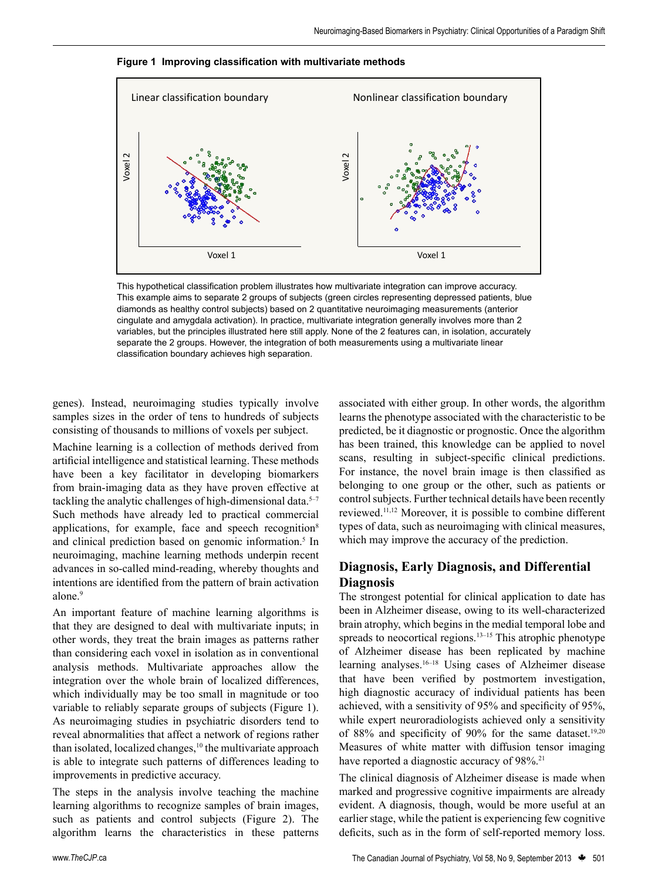**Figure 1 Improving classification with multivariate methods**

This hypothetical classification problem illustrates how multivariate integration can improve accuracy. This example aims to separate 2 groups of subjects (green circles representing depressed patients, blue diamonds as healthy control subjects) based on 2 quantitative neuroimaging measurements (anterior cingulate and amygdala activation). In practice, multivariate integration generally involves more than 2 variables, but the principles illustrated here still apply. None of the 2 features can, in isolation, accurately separate the 2 groups. However, the integration of both measurements using a multivariate linear classification boundary achieves high separation.

genes). Instead, neuroimaging studies typically involve samples sizes in the order of tens to hundreds of subjects consisting of thousands to millions of voxels per subject.

Machine learning is a collection of methods derived from artificial intelligence and statistical learning. These methods have been a key facilitator in developing biomarkers from brain-imaging data as they have proven effective at tackling the analytic challenges of high-dimensional data.[5–7] Such methods have already led to practical commercial applications, for example, face and speech recognition[8] and clinical prediction based on genomic information.[5] In neuroimaging, machine learning methods underpin recent advances in so-called mind-reading, whereby thoughts and intentions are identified from the pattern of brain activation alone.[9]

An important feature of machine learning algorithms is that they are designed to deal with multivariate inputs; in other words, they treat the brain images as patterns rather than considering each voxel in isolation as in conventional analysis methods. Multivariate approaches allow the integration over the whole brain of localized differences, which individually may be too small in magnitude or too variable to reliably separate groups of subjects (Figure 1). As neuroimaging studies in psychiatric disorders tend to reveal abnormalities that affect a network of regions rather than isolated, localized changes,[10] the multivariate approach is able to integrate such patterns of differences leading to improvements in predictive accuracy.

The steps in the analysis involve teaching the machine learning algorithms to recognize samples of brain images, such as patients and control subjects (Figure 2). The algorithm learns the characteristics in these patterns associated with either group. In other words, the algorithm learns the phenotype associated with the characteristic to be predicted, be it diagnostic or prognostic. Once the algorithm has been trained, this knowledge can be applied to novel scans, resulting in subject-specific clinical predictions. For instance, the novel brain image is then classified as belonging to one group or the other, such as patients or control subjects. Further technical details have been recently reviewed.[11,12] Moreover, it is possible to combine different types of data, such as neuroimaging with clinical measures, which may improve the accuracy of the prediction.

## Diagnosis, Early Diagnosis, and Differential Diagnosis

The strongest potential for clinical application to date has been in Alzheimer disease, owing to its well-characterized brain atrophy, which begins in the medial temporal lobe and spreads to neocortical regions.[13–15] This atrophic phenotype of Alzheimer disease has been replicated by machine learning analyses.[16–18] Using cases of Alzheimer disease that have been verified by postmortem investigation, high diagnostic accuracy of individual patients has been achieved, with a sensitivity of 95% and specificity of 95%, while expert neuroradiologists achieved only a sensitivity of 88% and specificity of 90% for the same dataset.[19,20] Measures of white matter with diffusion tensor imaging have reported a diagnostic accuracy of 98%.[21]

The clinical diagnosis of Alzheimer disease is made when marked and progressive cognitive impairments are already evident. A diagnosis, though, would be more useful at an earlier stage, while the patient is experiencing few cognitive deficits, such as in the form of self-reported memory loss.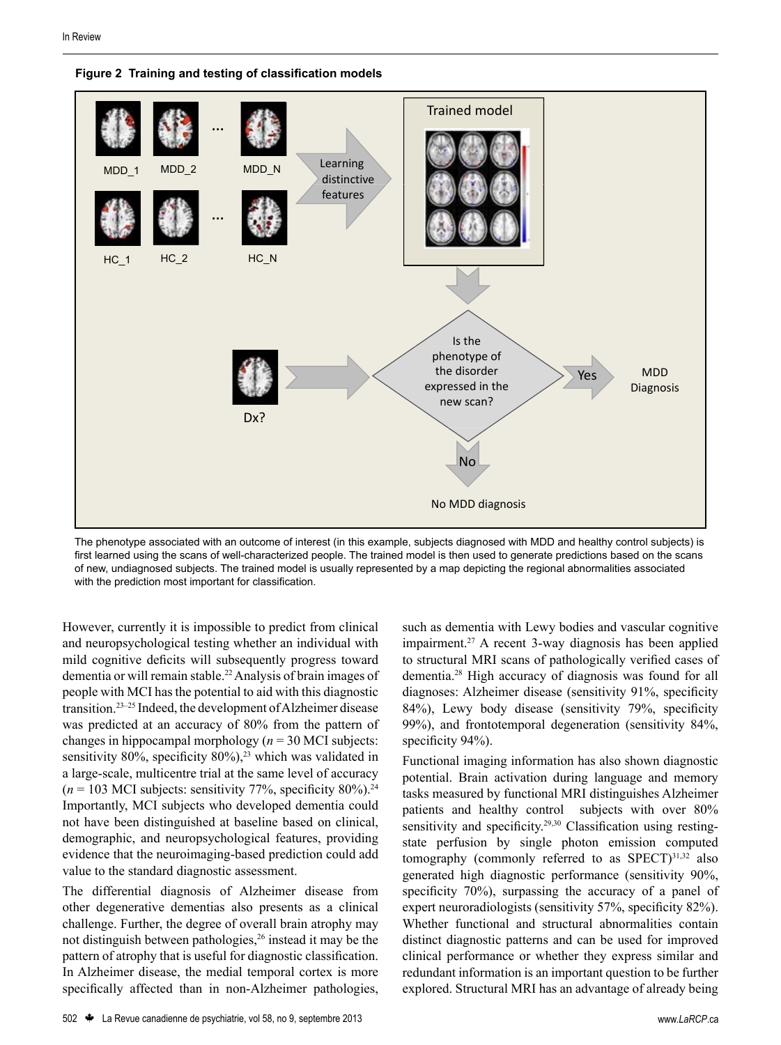**Figure 2 Training and testing of classification models**

The phenotype associated with an outcome of interest (in this example, subjects diagnosed with MDD and healthy control subjects) is first learned using the scans of well-characterized people. The trained model is then used to generate predictions based on the scans of new, undiagnosed subjects. The trained model is usually represented by a map depicting the regional abnormalities associated with the prediction most important for classification.

However, currently it is impossible to predict from clinical and neuropsychological testing whether an individual with mild cognitive deficits will subsequently progress toward dementia or will remain stable.[22] Analysis of brain images of people with MCI has the potential to aid with this diagnostic transition.[23–25] Indeed, the development of Alzheimer disease was predicted at an accuracy of 80% from the pattern of changes in hippocampal morphology (*n* = 30 MCI subjects: sensitivity 80%, specificity 80%),[23] which was validated in a large-scale, multicentre trial at the same level of accuracy (*n* = 103 MCI subjects: sensitivity 77%, specificity 80%).[24] Importantly, MCI subjects who developed dementia could not have been distinguished at baseline based on clinical, demographic, and neuropsychological features, providing evidence that the neuroimaging-based prediction could add value to the standard diagnostic assessment.

The differential diagnosis of Alzheimer disease from other degenerative dementias also presents as a clinical challenge. Further, the degree of overall brain atrophy may not distinguish between pathologies,[26] instead it may be the pattern of atrophy that is useful for diagnostic classification. In Alzheimer disease, the medial temporal cortex is more specifically affected than in non-Alzheimer pathologies, such as dementia with Lewy bodies and vascular cognitive impairment.[27] A recent 3-way diagnosis has been applied to structural MRI scans of pathologically verified cases of dementia.[28] High accuracy of diagnosis was found for all diagnoses: Alzheimer disease (sensitivity 91%, specificity 84%), Lewy body disease (sensitivity 79%, specificity 99%), and frontotemporal degeneration (sensitivity 84%, specificity 94%).

Functional imaging information has also shown diagnostic potential. Brain activation during language and memory tasks measured by functional MRI distinguishes Alzheimer patients and healthy control subjects with over 80% sensitivity and specificity.[29,30] Classification using resting-state perfusion by single photon emission computed tomography (commonly referred to as SPECT)[31,32] also generated high diagnostic performance (sensitivity 90%, specificity 70%), surpassing the accuracy of a panel of expert neuroradiologists (sensitivity 57%, specificity 82%). Whether functional and structural abnormalities contain distinct diagnostic patterns and can be used for improved clinical performance or whether they express similar and redundant information is an important question to be further explored. Structural MRI has an advantage of already being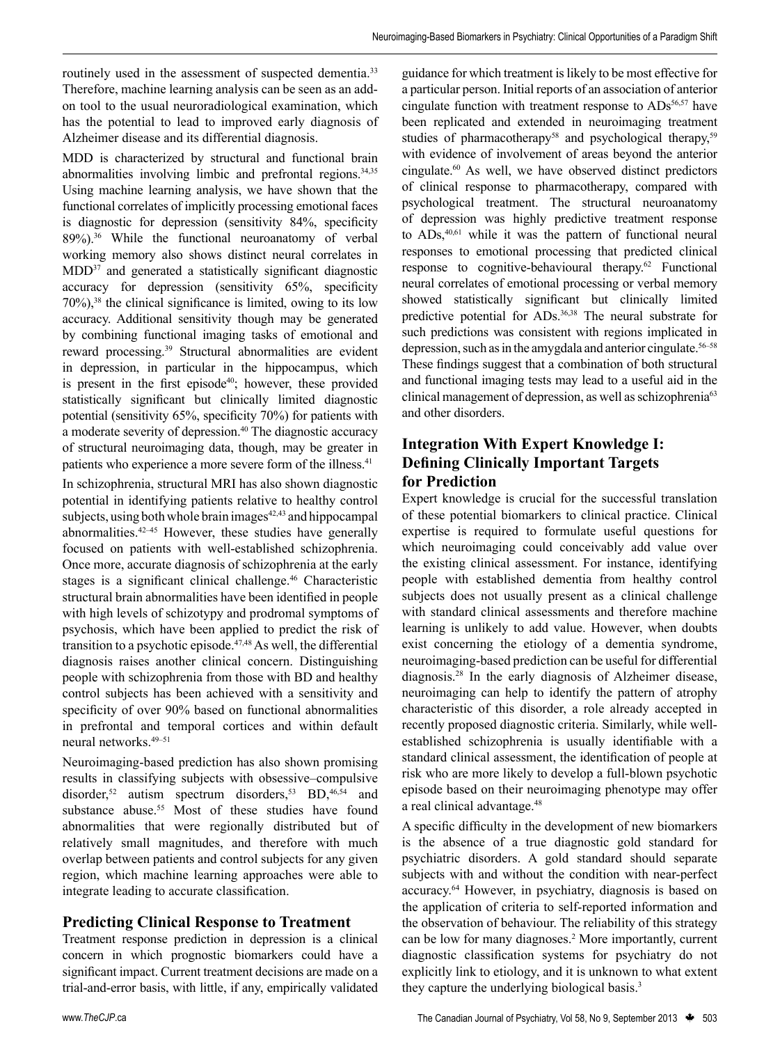routinely used in the assessment of suspected dementia.[33] Therefore, machine learning analysis can be seen as an add-on tool to the usual neuroradiological examination, which has the potential to lead to improved early diagnosis of Alzheimer disease and its differential diagnosis.

MDD is characterized by structural and functional brain abnormalities involving limbic and prefrontal regions.[34,35] Using machine learning analysis, we have shown that the functional correlates of implicitly processing emotional faces is diagnostic for depression (sensitivity 84%, specificity 89%).[36] While the functional neuroanatomy of verbal working memory also shows distinct neural correlates in MDD[37] and generated a statistically significant diagnostic accuracy for depression (sensitivity 65%, specificity 70%),[38] the clinical significance is limited, owing to its low accuracy. Additional sensitivity though may be generated by combining functional imaging tasks of emotional and reward processing.[39] Structural abnormalities are evident in depression, in particular in the hippocampus, which is present in the first episode[40]; however, these provided statistically significant but clinically limited diagnostic potential (sensitivity 65%, specificity 70%) for patients with a moderate severity of depression.[40] The diagnostic accuracy of structural neuroimaging data, though, may be greater in patients who experience a more severe form of the illness.[41]

In schizophrenia, structural MRI has also shown diagnostic potential in identifying patients relative to healthy control subjects, using both whole brain images[42,43] and hippocampal abnormalities.[42–45] However, these studies have generally focused on patients with well-established schizophrenia. Once more, accurate diagnosis of schizophrenia at the early stages is a significant clinical challenge.[46] Characteristic structural brain abnormalities have been identified in people with high levels of schizotypy and prodromal symptoms of psychosis, which have been applied to predict the risk of transition to a psychotic episode.[47,48] As well, the differential diagnosis raises another clinical concern. Distinguishing people with schizophrenia from those with BD and healthy control subjects has been achieved with a sensitivity and specificity of over 90% based on functional abnormalities in prefrontal and temporal cortices and within default neural networks.[49–51]

Neuroimaging-based prediction has also shown promising results in classifying subjects with obsessive–compulsive disorder,[52] autism spectrum disorders,[53] BD,[46,54] and substance abuse.[55] Most of these studies have found abnormalities that were regionally distributed but of relatively small magnitudes, and therefore with much overlap between patients and control subjects for any given region, which machine learning approaches were able to integrate leading to accurate classification.

## Predicting Clinical Response to Treatment

Treatment response prediction in depression is a clinical concern in which prognostic biomarkers could have a significant impact. Current treatment decisions are made on a trial-and-error basis, with little, if any, empirically validated guidance for which treatment is likely to be most effective for a particular person. Initial reports of an association of anterior cingulate function with treatment response to ADs[56,57] have been replicated and extended in neuroimaging treatment studies of pharmacotherapy[58] and psychological therapy,[59] with evidence of involvement of areas beyond the anterior cingulate.[60] As well, we have observed distinct predictors of clinical response to pharmacotherapy, compared with psychological treatment. The structural neuroanatomy of depression was highly predictive treatment response to ADs,[40,61] while it was the pattern of functional neural responses to emotional processing that predicted clinical response to cognitive-behavioural therapy.[62] Functional neural correlates of emotional processing or verbal memory showed statistically significant but clinically limited predictive potential for ADs.[36,38] The neural substrate for such predictions was consistent with regions implicated in depression, such as in the amygdala and anterior cingulate.[56–58] These findings suggest that a combination of both structural and functional imaging tests may lead to a useful aid in the clinical management of depression, as well as schizophrenia[63] and other disorders.

## Integration With Expert Knowledge I: Defining Clinically Important Targets for Prediction

Expert knowledge is crucial for the successful translation of these potential biomarkers to clinical practice. Clinical expertise is required to formulate useful questions for which neuroimaging could conceivably add value over the existing clinical assessment. For instance, identifying people with established dementia from healthy control subjects does not usually present as a clinical challenge with standard clinical assessments and therefore machine learning is unlikely to add value. However, when doubts exist concerning the etiology of a dementia syndrome, neuroimaging-based prediction can be useful for differential diagnosis.[28] In the early diagnosis of Alzheimer disease, neuroimaging can help to identify the pattern of atrophy characteristic of this disorder, a role already accepted in recently proposed diagnostic criteria. Similarly, while well-established schizophrenia is usually identifiable with a standard clinical assessment, the identification of people at risk who are more likely to develop a full-blown psychotic episode based on their neuroimaging phenotype may offer a real clinical advantage.[48]

A specific difficulty in the development of new biomarkers is the absence of a true diagnostic gold standard for psychiatric disorders. A gold standard should separate subjects with and without the condition with near-perfect accuracy.[64] However, in psychiatry, diagnosis is based on the application of criteria to self-reported information and the observation of behaviour. The reliability of this strategy can be low for many diagnoses.[2] More importantly, current diagnostic classification systems for psychiatry do not explicitly link to etiology, and it is unknown to what extent they capture the underlying biological basis.[3]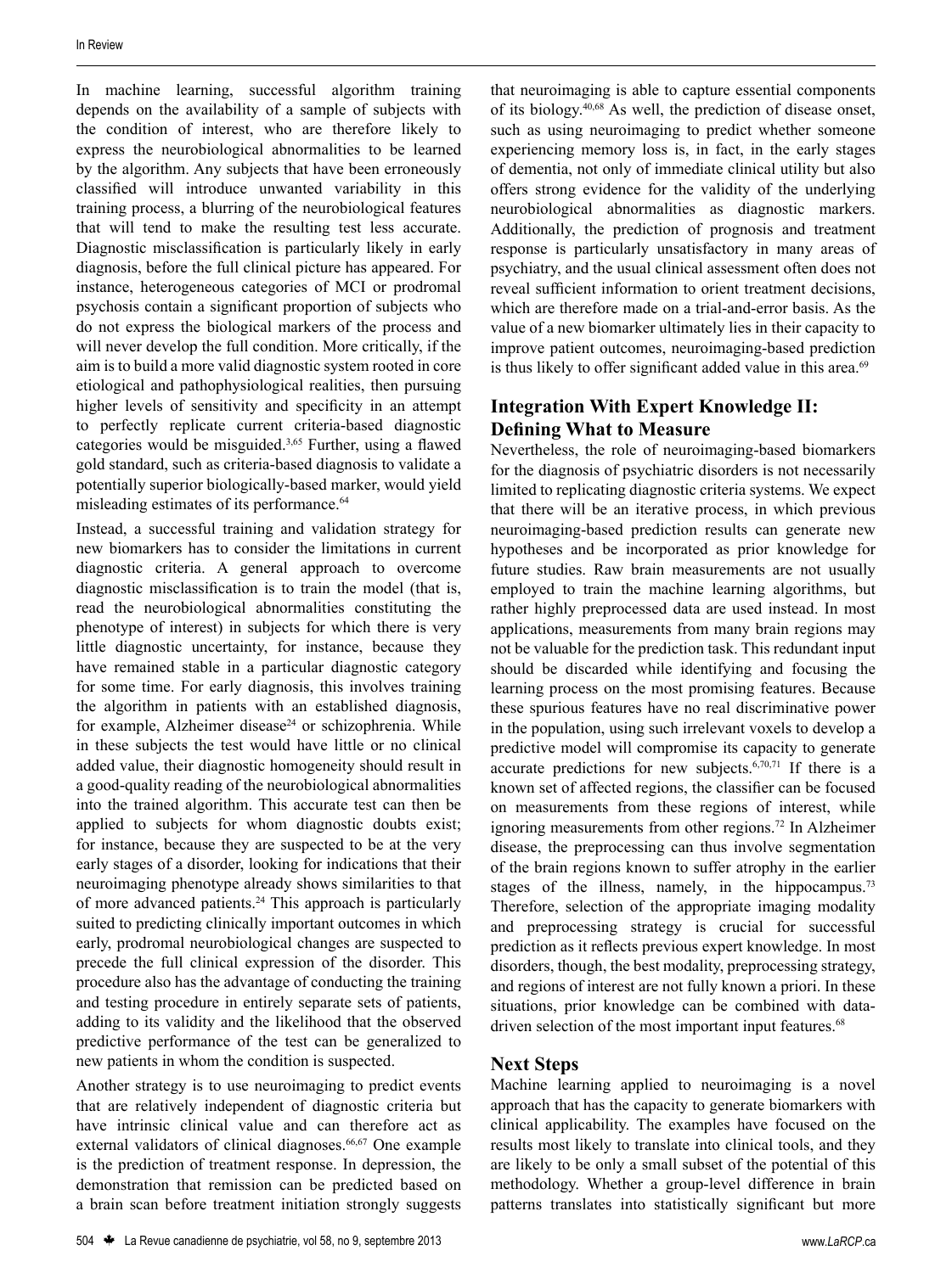In machine learning, successful algorithm training depends on the availability of a sample of subjects with the condition of interest, who are therefore likely to express the neurobiological abnormalities to be learned by the algorithm. Any subjects that have been erroneously classified will introduce unwanted variability in this training process, a blurring of the neurobiological features that will tend to make the resulting test less accurate. Diagnostic misclassification is particularly likely in early diagnosis, before the full clinical picture has appeared. For instance, heterogeneous categories of MCI or prodromal psychosis contain a significant proportion of subjects who do not express the biological markers of the process and will never develop the full condition. More critically, if the aim is to build a more valid diagnostic system rooted in core etiological and pathophysiological realities, then pursuing higher levels of sensitivity and specificity in an attempt to perfectly replicate current criteria-based diagnostic categories would be misguided.[3,65] Further, using a flawed gold standard, such as criteria-based diagnosis to validate a potentially superior biologically-based marker, would yield misleading estimates of its performance.[64]

Instead, a successful training and validation strategy for new biomarkers has to consider the limitations in current diagnostic criteria. A general approach to overcome diagnostic misclassification is to train the model (that is, read the neurobiological abnormalities constituting the phenotype of interest) in subjects for which there is very little diagnostic uncertainty, for instance, because they have remained stable in a particular diagnostic category for some time. For early diagnosis, this involves training the algorithm in patients with an established diagnosis, for example, Alzheimer disease[24] or schizophrenia. While in these subjects the test would have little or no clinical added value, their diagnostic homogeneity should result in a good-quality reading of the neurobiological abnormalities into the trained algorithm. This accurate test can then be applied to subjects for whom diagnostic doubts exist; for instance, because they are suspected to be at the very early stages of a disorder, looking for indications that their neuroimaging phenotype already shows similarities to that of more advanced patients.[24] This approach is particularly suited to predicting clinically important outcomes in which early, prodromal neurobiological changes are suspected to precede the full clinical expression of the disorder. This procedure also has the advantage of conducting the training and testing procedure in entirely separate sets of patients, adding to its validity and the likelihood that the observed predictive performance of the test can be generalized to new patients in whom the condition is suspected.

Another strategy is to use neuroimaging to predict events that are relatively independent of diagnostic criteria but have intrinsic clinical value and can therefore act as external validators of clinical diagnoses.[66,67] One example is the prediction of treatment response. In depression, the demonstration that remission can be predicted based on a brain scan before treatment initiation strongly suggests that neuroimaging is able to capture essential components of its biology.[40,68] As well, the prediction of disease onset, such as using neuroimaging to predict whether someone experiencing memory loss is, in fact, in the early stages of dementia, not only of immediate clinical utility but also offers strong evidence for the validity of the underlying neurobiological abnormalities as diagnostic markers. Additionally, the prediction of prognosis and treatment response is particularly unsatisfactory in many areas of psychiatry, and the usual clinical assessment often does not reveal sufficient information to orient treatment decisions, which are therefore made on a trial-and-error basis. As the value of a new biomarker ultimately lies in their capacity to improve patient outcomes, neuroimaging-based prediction is thus likely to offer significant added value in this area.[69]

## Integration With Expert Knowledge II: Defining What to Measure

Nevertheless, the role of neuroimaging-based biomarkers for the diagnosis of psychiatric disorders is not necessarily limited to replicating diagnostic criteria systems. We expect that there will be an iterative process, in which previous neuroimaging-based prediction results can generate new hypotheses and be incorporated as prior knowledge for future studies. Raw brain measurements are not usually employed to train the machine learning algorithms, but rather highly preprocessed data are used instead. In most applications, measurements from many brain regions may not be valuable for the prediction task. This redundant input should be discarded while identifying and focusing the learning process on the most promising features. Because these spurious features have no real discriminative power in the population, using such irrelevant voxels to develop a predictive model will compromise its capacity to generate accurate predictions for new subjects.[6,70,71] If there is a known set of affected regions, the classifier can be focused on measurements from these regions of interest, while ignoring measurements from other regions.[72] In Alzheimer disease, the preprocessing can thus involve segmentation of the brain regions known to suffer atrophy in the earlier stages of the illness, namely, in the hippocampus.[73] Therefore, selection of the appropriate imaging modality and preprocessing strategy is crucial for successful prediction as it reflects previous expert knowledge. In most disorders, though, the best modality, preprocessing strategy, and regions of interest are not fully known a priori. In these situations, prior knowledge can be combined with data-driven selection of the most important input features.[68]

## Next Steps

Machine learning applied to neuroimaging is a novel approach that has the capacity to generate biomarkers with clinical applicability. The examples have focused on the results most likely to translate into clinical tools, and they are likely to be only a small subset of the potential of this methodology. Whether a group-level difference in brain patterns translates into statistically significant but more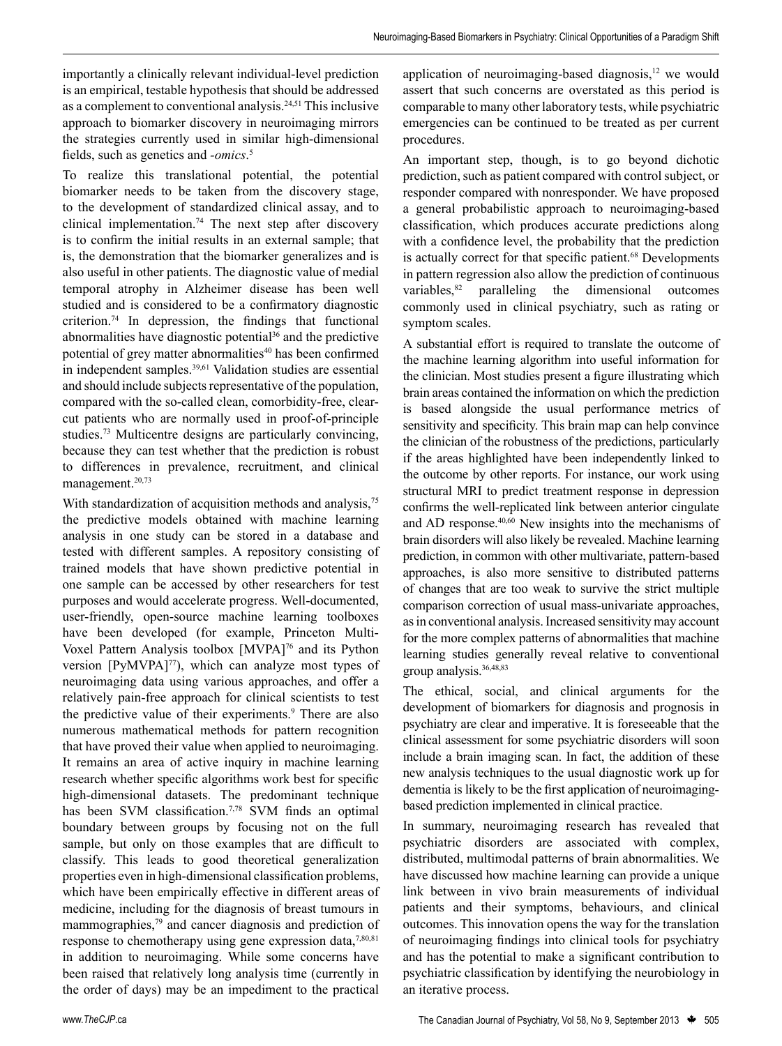importantly a clinically relevant individual-level prediction is an empirical, testable hypothesis that should be addressed as a complement to conventional analysis.[24,51] This inclusive approach to biomarker discovery in neuroimaging mirrors the strategies currently used in similar high-dimensional fields, such as genetics and *-omics*.[5]

To realize this translational potential, the potential biomarker needs to be taken from the discovery stage, to the development of standardized clinical assay, and to clinical implementation.[74] The next step after discovery is to confirm the initial results in an external sample; that is, the demonstration that the biomarker generalizes and is also useful in other patients. The diagnostic value of medial temporal atrophy in Alzheimer disease has been well studied and is considered to be a confirmatory diagnostic criterion.[74] In depression, the findings that functional abnormalities have diagnostic potential[36] and the predictive potential of grey matter abnormalities[40] has been confirmed in independent samples.[39,61] Validation studies are essential and should include subjects representative of the population, compared with the so-called clean, comorbidity-free, clear-cut patients who are normally used in proof-of-principle studies.[73] Multicentre designs are particularly convincing, because they can test whether that the prediction is robust to differences in prevalence, recruitment, and clinical management.[20,73]

With standardization of acquisition methods and analysis,[75] the predictive models obtained with machine learning analysis in one study can be stored in a database and tested with different samples. A repository consisting of trained models that have shown predictive potential in one sample can be accessed by other researchers for test purposes and would accelerate progress. Well-documented, user-friendly, open-source machine learning toolboxes have been developed (for example, Princeton Multi-Voxel Pattern Analysis toolbox [MVPA][76] and its Python version [PyMVPA][77]), which can analyze most types of neuroimaging data using various approaches, and offer a relatively pain-free approach for clinical scientists to test the predictive value of their experiments.[9] There are also numerous mathematical methods for pattern recognition that have proved their value when applied to neuroimaging. It remains an area of active inquiry in machine learning research whether specific algorithms work best for specific high-dimensional datasets. The predominant technique has been SVM classification.[7,78] SVM finds an optimal boundary between groups by focusing not on the full sample, but only on those examples that are difficult to classify. This leads to good theoretical generalization properties even in high-dimensional classification problems, which have been empirically effective in different areas of medicine, including for the diagnosis of breast tumours in mammographies,[79] and cancer diagnosis and prediction of response to chemotherapy using gene expression data,[7,80,81] in addition to neuroimaging. While some concerns have been raised that relatively long analysis time (currently in the order of days) may be an impediment to the practical application of neuroimaging-based diagnosis,[12] we would assert that such concerns are overstated as this period is comparable to many other laboratory tests, while psychiatric emergencies can be continued to be treated as per current procedures.

An important step, though, is to go beyond dichotic prediction, such as patient compared with control subject, or responder compared with nonresponder. We have proposed a general probabilistic approach to neuroimaging-based classification, which produces accurate predictions along with a confidence level, the probability that the prediction is actually correct for that specific patient.[68] Developments in pattern regression also allow the prediction of continuous variables,[82] paralleling the dimensional outcomes commonly used in clinical psychiatry, such as rating or symptom scales.

A substantial effort is required to translate the outcome of the machine learning algorithm into useful information for the clinician. Most studies present a figure illustrating which brain areas contained the information on which the prediction is based alongside the usual performance metrics of sensitivity and specificity. This brain map can help convince the clinician of the robustness of the predictions, particularly if the areas highlighted have been independently linked to the outcome by other reports. For instance, our work using structural MRI to predict treatment response in depression confirms the well-replicated link between anterior cingulate and AD response.[40,60] New insights into the mechanisms of brain disorders will also likely be revealed. Machine learning prediction, in common with other multivariate, pattern-based approaches, is also more sensitive to distributed patterns of changes that are too weak to survive the strict multiple comparison correction of usual mass-univariate approaches, as in conventional analysis. Increased sensitivity may account for the more complex patterns of abnormalities that machine learning studies generally reveal relative to conventional group analysis.[36,48,83]

The ethical, social, and clinical arguments for the development of biomarkers for diagnosis and prognosis in psychiatry are clear and imperative. It is foreseeable that the clinical assessment for some psychiatric disorders will soon include a brain imaging scan. In fact, the addition of these new analysis techniques to the usual diagnostic work up for dementia is likely to be the first application of neuroimaging-based prediction implemented in clinical practice.

In summary, neuroimaging research has revealed that psychiatric disorders are associated with complex, distributed, multimodal patterns of brain abnormalities. We have discussed how machine learning can provide a unique link between in vivo brain measurements of individual patients and their symptoms, behaviours, and clinical outcomes. This innovation opens the way for the translation of neuroimaging findings into clinical tools for psychiatry and has the potential to make a significant contribution to psychiatric classification by identifying the neurobiology in an iterative process.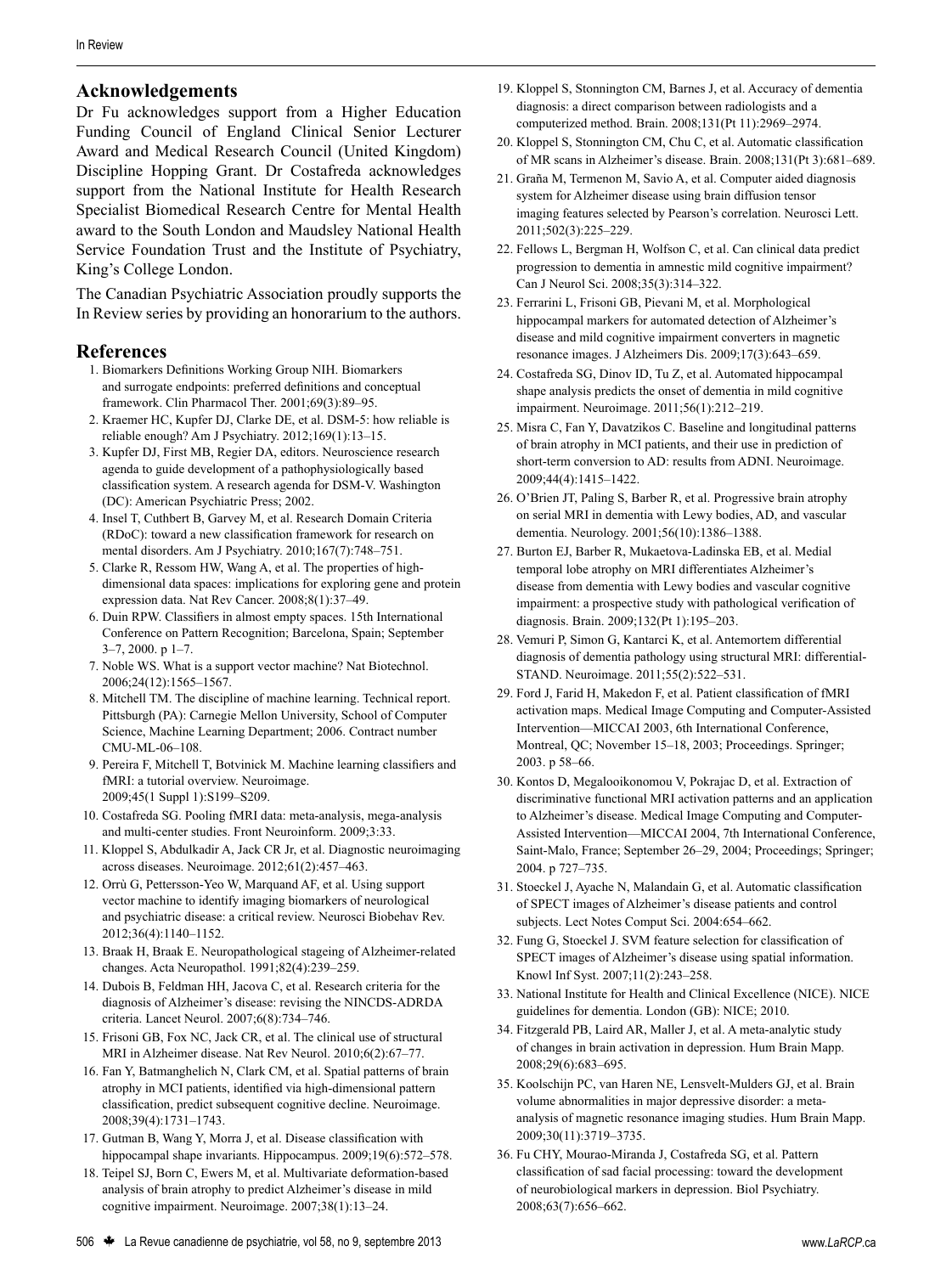## Acknowledgements

Dr Fu acknowledges support from a Higher Education Funding Council of England Clinical Senior Lecturer Award and Medical Research Council (United Kingdom) Discipline Hopping Grant. Dr Costafreda acknowledges support from the National Institute for Health Research Specialist Biomedical Research Centre for Mental Health award to the South London and Maudsley National Health Service Foundation Trust and the Institute of Psychiatry, King's College London.

The Canadian Psychiatric Association proudly supports the In Review series by providing an honorarium to the authors.

## References

1. Biomarkers Definitions Working Group NIH. Biomarkers and surrogate endpoints: preferred definitions and conceptual framework. Clin Pharmacol Ther. 2001;69(3):89–95.
2. Kraemer HC, Kupfer DJ, Clarke DE, et al. DSM-5: how reliable is reliable enough? Am J Psychiatry. 2012;169(1):13–15.
3. Kupfer DJ, First MB, Regier DA, editors. Neuroscience research agenda to guide development of a pathophysiologically based classification system. A research agenda for DSM-V. Washington (DC): American Psychiatric Press; 2002.
4. Insel T, Cuthbert B, Garvey M, et al. Research Domain Criteria (RDoC): toward a new classification framework for research on mental disorders. Am J Psychiatry. 2010;167(7):748–751.
5. Clarke R, Ressom HW, Wang A, et al. The properties of high-dimensional data spaces: implications for exploring gene and protein expression data. Nat Rev Cancer. 2008;8(1):37–49.
6. Duin RPW. Classifiers in almost empty spaces. 15th International Conference on Pattern Recognition; Barcelona, Spain; September 3–7, 2000. p 1–7.
7. Noble WS. What is a support vector machine? Nat Biotechnol. 2006;24(12):1565–1567.
8. Mitchell TM. The discipline of machine learning. Technical report. Pittsburgh (PA): Carnegie Mellon University, School of Computer Science, Machine Learning Department; 2006. Contract number CMU-ML-06–108.
9. Pereira F, Mitchell T, Botvinick M. Machine learning classifiers and fMRI: a tutorial overview. Neuroimage. 2009;45(1 Suppl 1):S199–S209.
10. Costafreda SG. Pooling fMRI data: meta-analysis, mega-analysis and multi-center studies. Front Neuroinform. 2009;3:33.
11. Kloppel S, Abdulkadir A, Jack CR Jr, et al. Diagnostic neuroimaging across diseases. Neuroimage. 2012;61(2):457–463.
12. Orrù G, Pettersson-Yeo W, Marquand AF, et al. Using support vector machine to identify imaging biomarkers of neurological and psychiatric disease: a critical review. Neurosci Biobehav Rev. 2012;36(4):1140–1152.
13. Braak H, Braak E. Neuropathological stageing of Alzheimer-related changes. Acta Neuropathol. 1991;82(4):239–259.
14. Dubois B, Feldman HH, Jacova C, et al. Research criteria for the diagnosis of Alzheimer's disease: revising the NINCDS-ADRDA criteria. Lancet Neurol. 2007;6(8):734–746.
15. Frisoni GB, Fox NC, Jack CR, et al. The clinical use of structural MRI in Alzheimer disease. Nat Rev Neurol. 2010;6(2):67–77.
16. Fan Y, Batmanghelich N, Clark CM, et al. Spatial patterns of brain atrophy in MCI patients, identified via high-dimensional pattern classification, predict subsequent cognitive decline. Neuroimage. 2008;39(4):1731–1743.
17. Gutman B, Wang Y, Morra J, et al. Disease classification with hippocampal shape invariants. Hippocampus. 2009;19(6):572–578.
18. Teipel SJ, Born C, Ewers M, et al. Multivariate deformation-based analysis of brain atrophy to predict Alzheimer's disease in mild cognitive impairment. Neuroimage. 2007;38(1):13–24.
19. Kloppel S, Stonnington CM, Barnes J, et al. Accuracy of dementia diagnosis: a direct comparison between radiologists and a computerized method. Brain. 2008;131(Pt 11):2969–2974.
20. Kloppel S, Stonnington CM, Chu C, et al. Automatic classification of MR scans in Alzheimer's disease. Brain. 2008;131(Pt 3):681–689.
21. Graña M, Termenon M, Savio A, et al. Computer aided diagnosis system for Alzheimer disease using brain diffusion tensor imaging features selected by Pearson's correlation. Neurosci Lett. 2011;502(3):225–229.
22. Fellows L, Bergman H, Wolfson C, et al. Can clinical data predict progression to dementia in amnestic mild cognitive impairment? Can J Neurol Sci. 2008;35(3):314–322.
23. Ferrarini L, Frisoni GB, Pievani M, et al. Morphological hippocampal markers for automated detection of Alzheimer's disease and mild cognitive impairment converters in magnetic resonance images. J Alzheimers Dis. 2009;17(3):643–659.
24. Costafreda SG, Dinov ID, Tu Z, et al. Automated hippocampal shape analysis predicts the onset of dementia in mild cognitive impairment. Neuroimage. 2011;56(1):212–219.
25. Misra C, Fan Y, Davatzikos C. Baseline and longitudinal patterns of brain atrophy in MCI patients, and their use in prediction of short-term conversion to AD: results from ADNI. Neuroimage. 2009;44(4):1415–1422.
26. O'Brien JT, Paling S, Barber R, et al. Progressive brain atrophy on serial MRI in dementia with Lewy bodies, AD, and vascular dementia. Neurology. 2001;56(10):1386–1388.
27. Burton EJ, Barber R, Mukaetova-Ladinska EB, et al. Medial temporal lobe atrophy on MRI differentiates Alzheimer's disease from dementia with Lewy bodies and vascular cognitive impairment: a prospective study with pathological verification of diagnosis. Brain. 2009;132(Pt 1):195–203.
28. Vemuri P, Simon G, Kantarci K, et al. Antemortem differential diagnosis of dementia pathology using structural MRI: differential-STAND. Neuroimage. 2011;55(2):522–531.
29. Ford J, Farid H, Makedon F, et al. Patient classification of fMRI activation maps. Medical Image Computing and Computer-Assisted Intervention—MICCAI 2003, 6th International Conference, Montreal, QC; November 15–18, 2003; Proceedings. Springer; 2003. p 58–66.
30. Kontos D, Megalooikonomou V, Pokrajac D, et al. Extraction of discriminative functional MRI activation patterns and an application to Alzheimer's disease. Medical Image Computing and Computer-Assisted Intervention—MICCAI 2004, 7th International Conference, Saint-Malo, France; September 26–29, 2004; Proceedings; Springer; 2004. p 727–735.
31. Stoeckel J, Ayache N, Malandain G, et al. Automatic classification of SPECT images of Alzheimer's disease patients and control subjects. Lect Notes Comput Sci. 2004:654–662.
32. Fung G, Stoeckel J. SVM feature selection for classification of SPECT images of Alzheimer's disease using spatial information. Knowl Inf Syst. 2007;11(2):243–258.
33. National Institute for Health and Clinical Excellence (NICE). NICE guidelines for dementia. London (GB): NICE; 2010.
34. Fitzgerald PB, Laird AR, Maller J, et al. A meta-analytic study of changes in brain activation in depression. Hum Brain Mapp. 2008;29(6):683–695.
35. Koolschijn PC, van Haren NE, Lensvelt-Mulders GJ, et al. Brain volume abnormalities in major depressive disorder: a meta-analysis of magnetic resonance imaging studies. Hum Brain Mapp. 2009;30(11):3719–3735.
36. Fu CHY, Mourao-Miranda J, Costafreda SG, et al. Pattern classification of sad facial processing: toward the development of neurobiological markers in depression. Biol Psychiatry. 2008;63(7):656–662.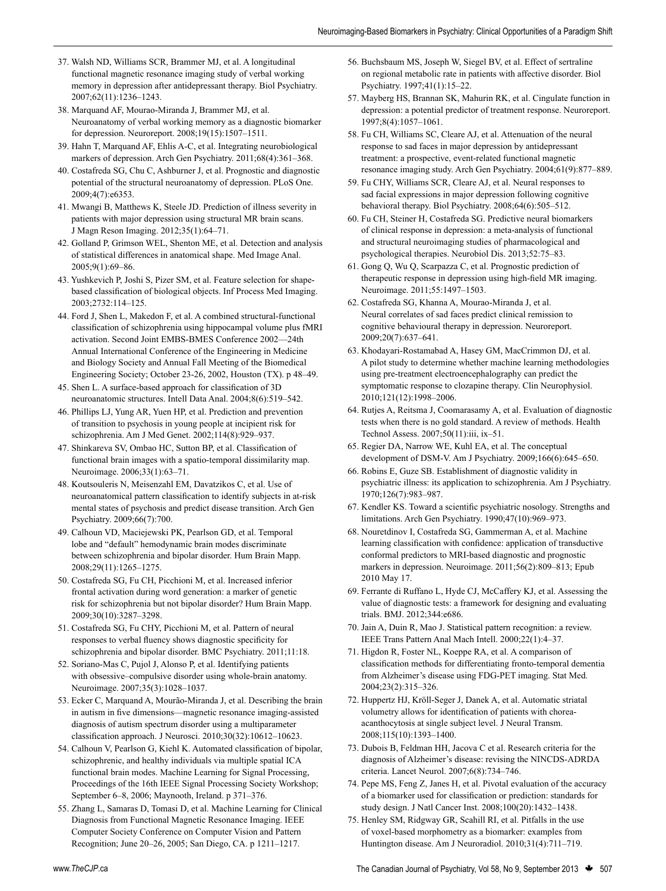37. Walsh ND, Williams SCR, Brammer MJ, et al. A longitudinal functional magnetic resonance imaging study of verbal working memory in depression after antidepressant therapy. Biol Psychiatry. 2007;62(11):1236–1243.
38. Marquand AF, Mourao-Miranda J, Brammer MJ, et al. Neuroanatomy of verbal working memory as a diagnostic biomarker for depression. Neuroreport. 2008;19(15):1507–1511.
39. Hahn T, Marquand AF, Ehlis A-C, et al. Integrating neurobiological markers of depression. Arch Gen Psychiatry. 2011;68(4):361–368.
40. Costafreda SG, Chu C, Ashburner J, et al. Prognostic and diagnostic potential of the structural neuroanatomy of depression. PLoS One. 2009;4(7):e6353.
41. Mwangi B, Matthews K, Steele JD. Prediction of illness severity in patients with major depression using structural MR brain scans. J Magn Reson Imaging. 2012;35(1):64–71.
42. Golland P, Grimson WEL, Shenton ME, et al. Detection and analysis of statistical differences in anatomical shape. Med Image Anal. 2005;9(1):69–86.
43. Yushkevich P, Joshi S, Pizer SM, et al. Feature selection for shape-based classification of biological objects. Inf Process Med Imaging. 2003;2732:114–125.
44. Ford J, Shen L, Makedon F, et al. A combined structural-functional classification of schizophrenia using hippocampal volume plus fMRI activation. Second Joint EMBS-BMES Conference 2002—24th Annual International Conference of the Engineering in Medicine and Biology Society and Annual Fall Meeting of the Biomedical Engineering Society; October 23-26, 2002, Houston (TX). p 48–49.
45. Shen L. A surface-based approach for classification of 3D neuroanatomic structures. Intell Data Anal. 2004;8(6):519–542.
46. Phillips LJ, Yung AR, Yuen HP, et al. Prediction and prevention of transition to psychosis in young people at incipient risk for schizophrenia. Am J Med Genet. 2002;114(8):929–937.
47. Shinkareva SV, Ombao HC, Sutton BP, et al. Classification of functional brain images with a spatio-temporal dissimilarity map. Neuroimage. 2006;33(1):63–71.
48. Koutsouleris N, Meisenzahl EM, Davatzikos C, et al. Use of neuroanatomical pattern classification to identify subjects in at-risk mental states of psychosis and predict disease transition. Arch Gen Psychiatry. 2009;66(7):700.
49. Calhoun VD, Maciejewski PK, Pearlson GD, et al. Temporal lobe and "default" hemodynamic brain modes discriminate between schizophrenia and bipolar disorder. Hum Brain Mapp. 2008;29(11):1265–1275.
50. Costafreda SG, Fu CH, Picchioni M, et al. Increased inferior frontal activation during word generation: a marker of genetic risk for schizophrenia but not bipolar disorder? Hum Brain Mapp. 2009;30(10):3287–3298.
51. Costafreda SG, Fu CHY, Picchioni M, et al. Pattern of neural responses to verbal fluency shows diagnostic specificity for schizophrenia and bipolar disorder. BMC Psychiatry. 2011;11:18.
52. Soriano-Mas C, Pujol J, Alonso P, et al. Identifying patients with obsessive–compulsive disorder using whole-brain anatomy. Neuroimage. 2007;35(3):1028–1037.
53. Ecker C, Marquand A, Mourão-Miranda J, et al. Describing the brain in autism in five dimensions—magnetic resonance imaging-assisted diagnosis of autism spectrum disorder using a multiparameter classification approach. J Neurosci. 2010;30(32):10612–10623.
54. Calhoun V, Pearlson G, Kiehl K. Automated classification of bipolar, schizophrenic, and healthy individuals via multiple spatial ICA functional brain modes. Machine Learning for Signal Processing, Proceedings of the 16th IEEE Signal Processing Society Workshop; September 6–8, 2006; Maynooth, Ireland. p 371–376.
55. Zhang L, Samaras D, Tomasi D, et al. Machine Learning for Clinical Diagnosis from Functional Magnetic Resonance Imaging. IEEE Computer Society Conference on Computer Vision and Pattern Recognition; June 20–26, 2005; San Diego, CA. p 1211–1217.
56. Buchsbaum MS, Joseph W, Siegel BV, et al. Effect of sertraline on regional metabolic rate in patients with affective disorder. Biol Psychiatry. 1997;41(1):15–22.
57. Mayberg HS, Brannan SK, Mahurin RK, et al. Cingulate function in depression: a potential predictor of treatment response. Neuroreport. 1997;8(4):1057–1061.
58. Fu CH, Williams SC, Cleare AJ, et al. Attenuation of the neural response to sad faces in major depression by antidepressant treatment: a prospective, event-related functional magnetic resonance imaging study. Arch Gen Psychiatry. 2004;61(9):877–889.
59. Fu CHY, Williams SCR, Cleare AJ, et al. Neural responses to sad facial expressions in major depression following cognitive behavioral therapy. Biol Psychiatry. 2008;64(6):505–512.
60. Fu CH, Steiner H, Costafreda SG. Predictive neural biomarkers of clinical response in depression: a meta-analysis of functional and structural neuroimaging studies of pharmacological and psychological therapies. Neurobiol Dis. 2013;52:75–83.
61. Gong Q, Wu Q, Scarpazza C, et al. Prognostic prediction of therapeutic response in depression using high-field MR imaging. Neuroimage. 2011;55:1497–1503.
62. Costafreda SG, Khanna A, Mourao-Miranda J, et al. Neural correlates of sad faces predict clinical remission to cognitive behavioural therapy in depression. Neuroreport. 2009;20(7):637–641.
63. Khodayari-Rostamabad A, Hasey GM, MacCrimmon DJ, et al. A pilot study to determine whether machine learning methodologies using pre-treatment electroencephalography can predict the symptomatic response to clozapine therapy. Clin Neurophysiol. 2010;121(12):1998–2006.
64. Rutjes A, Reitsma J, Coomarasamy A, et al. Evaluation of diagnostic tests when there is no gold standard. A review of methods. Health Technol Assess. 2007;50(11):iii, ix–51.
65. Regier DA, Narrow WE, Kuhl EA, et al. The conceptual development of DSM-V. Am J Psychiatry. 2009;166(6):645–650.
66. Robins E, Guze SB. Establishment of diagnostic validity in psychiatric illness: its application to schizophrenia. Am J Psychiatry. 1970;126(7):983–987.
67. Kendler KS. Toward a scientific psychiatric nosology. Strengths and limitations. Arch Gen Psychiatry. 1990;47(10):969–973.
68. Nouretdinov I, Costafreda SG, Gammerman A, et al. Machine learning classification with confidence: application of transductive conformal predictors to MRI-based diagnostic and prognostic markers in depression. Neuroimage. 2011;56(2):809–813; Epub 2010 May 17.
69. Ferrante di Ruffano L, Hyde CJ, McCaffery KJ, et al. Assessing the value of diagnostic tests: a framework for designing and evaluating trials. BMJ. 2012;344:e686.
70. Jain A, Duin R, Mao J. Statistical pattern recognition: a review. IEEE Trans Pattern Anal Mach Intell. 2000;22(1):4–37.
71. Higdon R, Foster NL, Koeppe RA, et al. A comparison of classification methods for differentiating fronto-temporal dementia from Alzheimer's disease using FDG-PET imaging. Stat Med. 2004;23(2):315–326.
72. Huppertz HJ, Kröll-Seger J, Danek A, et al. Automatic striatal volumetry allows for identification of patients with chorea-acanthocytosis at single subject level. J Neural Transm. 2008;115(10):1393–1400.
73. Dubois B, Feldman HH, Jacova C et al. Research criteria for the diagnosis of Alzheimer's disease: revising the NINCDS-ADRDA criteria. Lancet Neurol. 2007;6(8):734–746.
74. Pepe MS, Feng Z, Janes H, et al. Pivotal evaluation of the accuracy of a biomarker used for classification or prediction: standards for study design. J Natl Cancer Inst. 2008;100(20):1432–1438.
75. Henley SM, Ridgway GR, Scahill RI, et al. Pitfalls in the use of voxel-based morphometry as a biomarker: examples from Huntington disease. Am J Neuroradiol. 2010;31(4):711–719.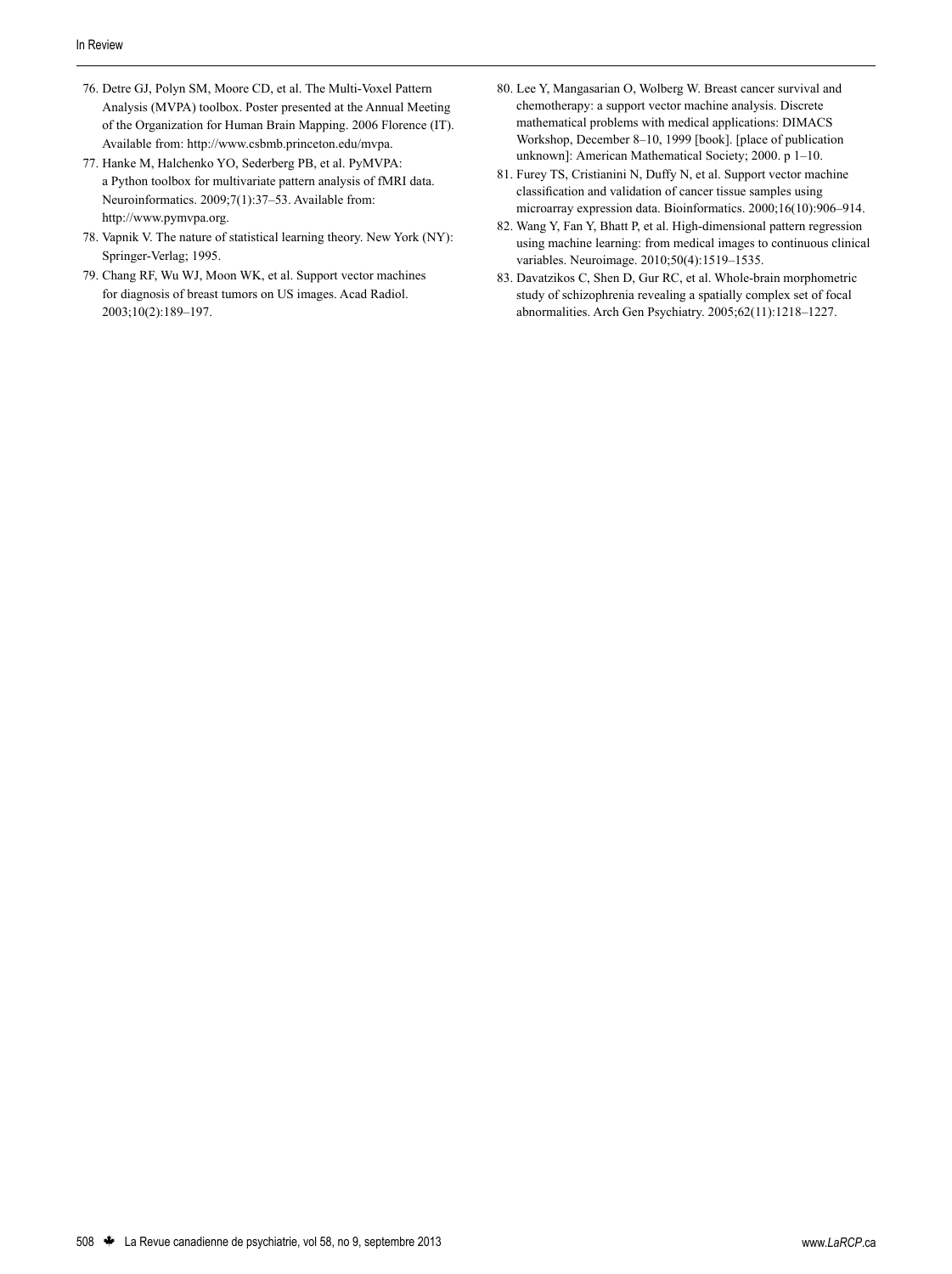76. Detre GJ, Polyn SM, Moore CD, et al. The Multi-Voxel Pattern Analysis (MVPA) toolbox. Poster presented at the Annual Meeting of the Organization for Human Brain Mapping. 2006 Florence (IT). Available from: http://www.csbmb.princeton.edu/mvpa.
77. Hanke M, Halchenko YO, Sederberg PB, et al. PyMVPA: a Python toolbox for multivariate pattern analysis of fMRI data. Neuroinformatics. 2009;7(1):37–53. Available from: http://www.pymvpa.org.
78. Vapnik V. The nature of statistical learning theory. New York (NY): Springer-Verlag; 1995.
79. Chang RF, Wu WJ, Moon WK, et al. Support vector machines for diagnosis of breast tumors on US images. Acad Radiol. 2003;10(2):189–197.
80. Lee Y, Mangasarian O, Wolberg W. Breast cancer survival and chemotherapy: a support vector machine analysis. Discrete mathematical problems with medical applications: DIMACS Workshop, December 8–10, 1999 [book]. [place of publication unknown]: American Mathematical Society; 2000. p 1–10.
81. Furey TS, Cristianini N, Duffy N, et al. Support vector machine classification and validation of cancer tissue samples using microarray expression data. Bioinformatics. 2000;16(10):906–914.
82. Wang Y, Fan Y, Bhatt P, et al. High-dimensional pattern regression using machine learning: from medical images to continuous clinical variables. Neuroimage. 2010;50(4):1519–1535.
83. Davatzikos C, Shen D, Gur RC, et al. Whole-brain morphometric study of schizophrenia revealing a spatially complex set of focal abnormalities. Arch Gen Psychiatry. 2005;62(11):1218–1227.